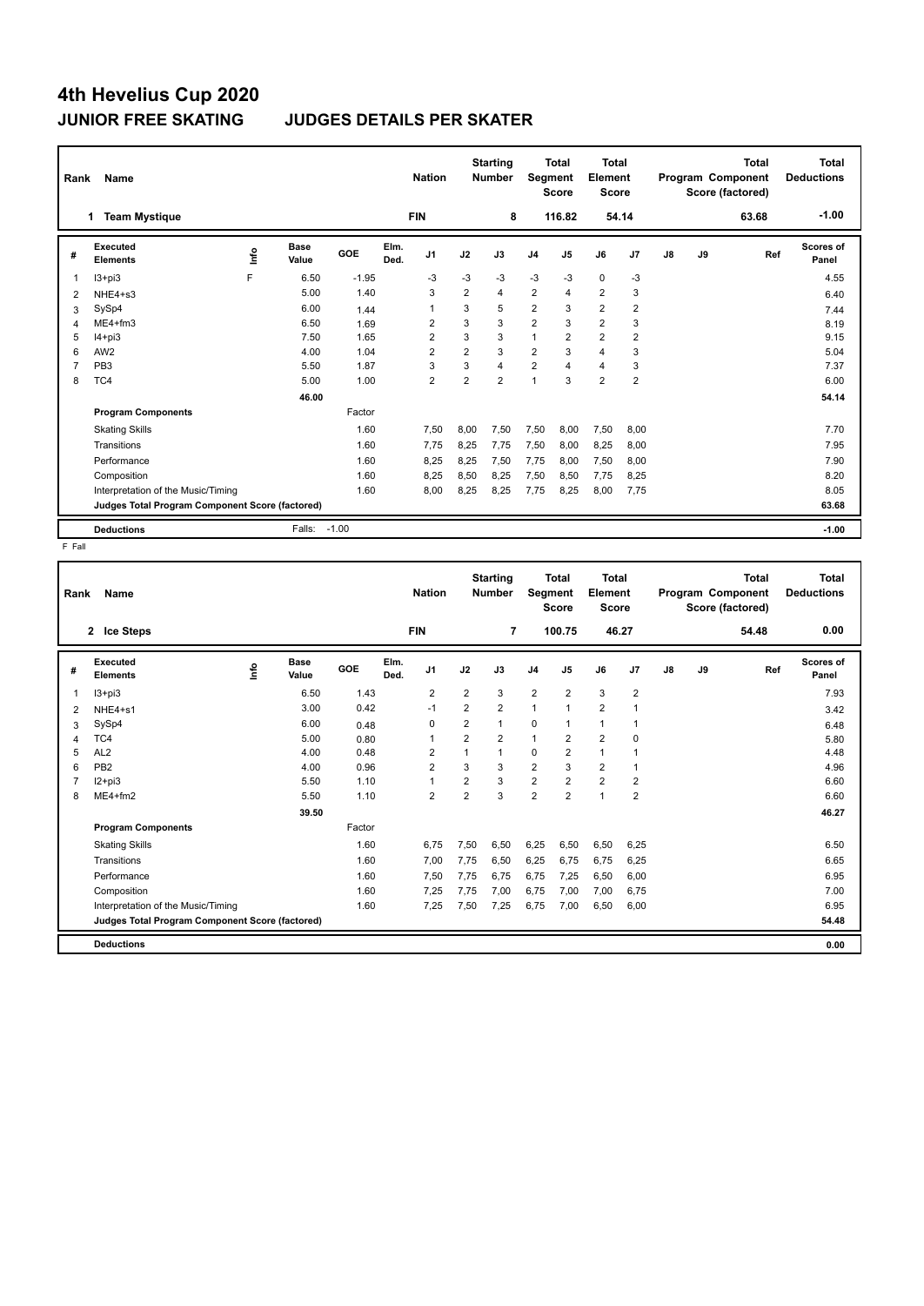# 4th Hevelius Cup 2020

## JUNIOR FREE SKATING JUDGES DETAILS PER SKATER

| Rank | Name | Nation | Starting Number | Total Segment Score | Total Element Score | Total Program Component Score (factored) | Total Deductions |
|---|---|---|---|---|---|---|---|
| 1 | Team Mystique | FIN | 8 | 116.82 | 54.14 | 63.68 | -1.00 |

| # | Executed Elements | Info | Base Value | GOE | Elm. Ded. | J1 | J2 | J3 | J4 | J5 | J6 | J7 | J8 | J9 | Ref | Scores of Panel |
|---|---|---|---|---|---|---|---|---|---|---|---|---|---|---|---|---|
| 1 | I3+pi3 | F | 6.50 | -1.95 | | -3 | -3 | -3 | -3 | -3 | 0 | -3 | | | | 4.55 |
| 2 | NHE4+s3 | | 5.00 | 1.40 | | 3 | 2 | 4 | 2 | 4 | 2 | 3 | | | | 6.40 |
| 3 | SySp4 | | 6.00 | 1.44 | | 1 | 3 | 5 | 2 | 3 | 2 | 2 | | | | 7.44 |
| 4 | ME4+fm3 | | 6.50 | 1.69 | | 2 | 3 | 3 | 2 | 3 | 2 | 3 | | | | 8.19 |
| 5 | I4+pi3 | | 7.50 | 1.65 | | 2 | 3 | 3 | 1 | 2 | 2 | 2 | | | | 9.15 |
| 6 | AW2 | | 4.00 | 1.04 | | 2 | 2 | 3 | 2 | 3 | 4 | 3 | | | | 5.04 |
| 7 | PB3 | | 5.50 | 1.87 | | 3 | 3 | 4 | 2 | 4 | 4 | 3 | | | | 7.37 |
| 8 | TC4 | | 5.00 | 1.00 | | 2 | 2 | 2 | 1 | 3 | 2 | 2 | | | | 6.00 |
| | | | 46.00 | | | | | | | | | | | | | 54.14 |
| | **Program Components** | | | Factor | | | | | | | | | | | | |
| | Skating Skills | | | 1.60 | | 7,50 | 8,00 | 7,50 | 7,50 | 8,00 | 7,50 | 8,00 | | | | 7.70 |
| | Transitions | | | 1.60 | | 7,75 | 8,25 | 7,75 | 7,50 | 8,00 | 8,25 | 8,00 | | | | 7.95 |
| | Performance | | | 1.60 | | 8,25 | 8,25 | 7,50 | 7,75 | 8,00 | 7,50 | 8,00 | | | | 7.90 |
| | Composition | | | 1.60 | | 8,25 | 8,50 | 8,25 | 7,50 | 8,50 | 7,75 | 8,25 | | | | 8.20 |
| | Interpretation of the Music/Timing | | | 1.60 | | 8,00 | 8,25 | 8,25 | 7,75 | 8,25 | 8,00 | 7,75 | | | | 8.05 |
| | **Judges Total Program Component Score (factored)** | | | | | | | | | | | | | | | 63.68 |
| | **Deductions** | | Falls: | -1.00 | | | | | | | | | | | | -1.00 |

F Fall

| Rank | Name | Nation | Starting Number | Total Segment Score | Total Element Score | Total Program Component Score (factored) | Total Deductions |
|---|---|---|---|---|---|---|---|
| 2 | Ice Steps | FIN | 7 | 100.75 | 46.27 | 54.48 | 0.00 |

| # | Executed Elements | Info | Base Value | GOE | Elm. Ded. | J1 | J2 | J3 | J4 | J5 | J6 | J7 | J8 | J9 | Ref | Scores of Panel |
|---|---|---|---|---|---|---|---|---|---|---|---|---|---|---|---|---|
| 1 | I3+pi3 | | 6.50 | 1.43 | | 2 | 2 | 3 | 2 | 2 | 3 | 2 | | | | 7.93 |
| 2 | NHE4+s1 | | 3.00 | 0.42 | | -1 | 2 | 2 | 1 | 1 | 2 | 1 | | | | 3.42 |
| 3 | SySp4 | | 6.00 | 0.48 | | 0 | 2 | 1 | 0 | 1 | 1 | 1 | | | | 6.48 |
| 4 | TC4 | | 5.00 | 0.80 | | 1 | 2 | 2 | 1 | 2 | 2 | 0 | | | | 5.80 |
| 5 | AL2 | | 4.00 | 0.48 | | 2 | 1 | 1 | 0 | 2 | 1 | 1 | | | | 4.48 |
| 6 | PB2 | | 4.00 | 0.96 | | 2 | 3 | 3 | 2 | 3 | 2 | 1 | | | | 4.96 |
| 7 | I2+pi3 | | 5.50 | 1.10 | | 1 | 2 | 3 | 2 | 2 | 2 | 2 | | | | 6.60 |
| 8 | ME4+fm2 | | 5.50 | 1.10 | | 2 | 2 | 3 | 2 | 2 | 1 | 2 | | | | 6.60 |
| | | | 39.50 | | | | | | | | | | | | | 46.27 |
| | **Program Components** | | | Factor | | | | | | | | | | | | |
| | Skating Skills | | | 1.60 | | 6,75 | 7,50 | 6,50 | 6,25 | 6,50 | 6,50 | 6,25 | | | | 6.50 |
| | Transitions | | | 1.60 | | 7,00 | 7,75 | 6,50 | 6,25 | 6,75 | 6,75 | 6,25 | | | | 6.65 |
| | Performance | | | 1.60 | | 7,50 | 7,75 | 6,75 | 6,75 | 7,25 | 6,50 | 6,00 | | | | 6.95 |
| | Composition | | | 1.60 | | 7,25 | 7,75 | 7,00 | 6,75 | 7,00 | 7,00 | 6,75 | | | | 7.00 |
| | Interpretation of the Music/Timing | | | 1.60 | | 7,25 | 7,50 | 7,25 | 6,75 | 7,00 | 6,50 | 6,00 | | | | 6.95 |
| | **Judges Total Program Component Score (factored)** | | | | | | | | | | | | | | | 54.48 |
| | **Deductions** | | | | | | | | | | | | | | | 0.00 |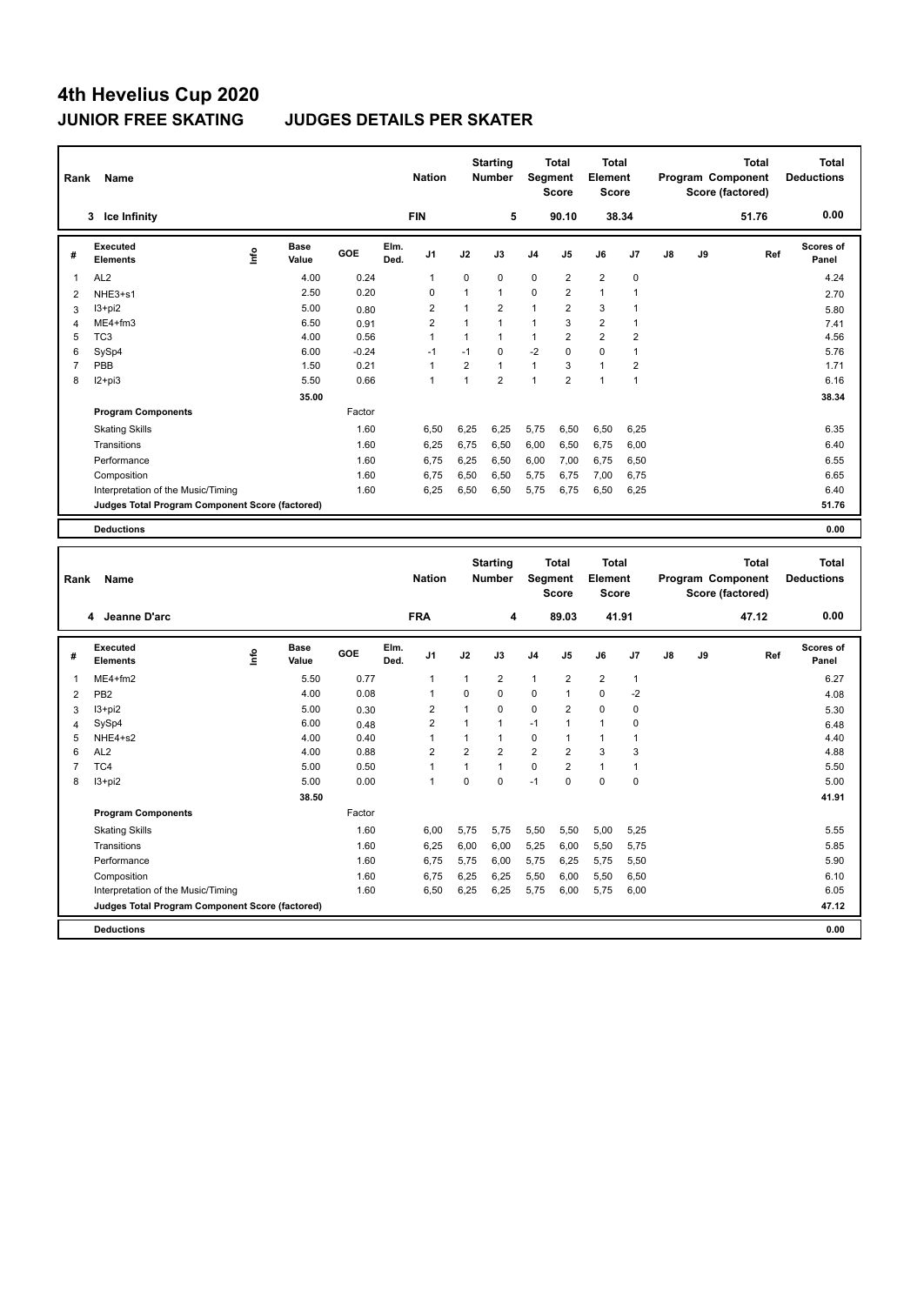# 4th Hevelius Cup 2020

## JUNIOR FREE SKATING JUDGES DETAILS PER SKATER

| Rank | Name | Nation | Starting Number | Total Segment Score | Total Element Score | Total Program Component Score (factored) | Total Deductions |
|---|---|---|---|---|---|---|---|
| 3 | Ice Infinity | FIN | 5 | 90.10 | 38.34 | 51.76 | 0.00 |

| # | Executed Elements | Info | Base Value | GOE | Elm. Ded. | J1 | J2 | J3 | J4 | J5 | J6 | J7 | J8 | J9 | Ref | Scores of Panel |
|---|---|---|---|---|---|---|---|---|---|---|---|---|---|---|---|---|
| 1 | AL2 | | 4.00 | 0.24 | | 1 | 0 | 0 | 0 | 2 | 2 | 0 | | | | 4.24 |
| 2 | NHE3+s1 | | 2.50 | 0.20 | | 0 | 1 | 1 | 0 | 2 | 1 | 1 | | | | 2.70 |
| 3 | I3+pi2 | | 5.00 | 0.80 | | 2 | 1 | 2 | 1 | 2 | 3 | 1 | | | | 5.80 |
| 4 | ME4+fm3 | | 6.50 | 0.91 | | 2 | 1 | 1 | 1 | 3 | 2 | 1 | | | | 7.41 |
| 5 | TC3 | | 4.00 | 0.56 | | 1 | 1 | 1 | 1 | 2 | 2 | 2 | | | | 4.56 |
| 6 | SySp4 | | 6.00 | -0.24 | | -1 | -1 | 0 | -2 | 0 | 0 | 1 | | | | 5.76 |
| 7 | PBB | | 1.50 | 0.21 | | 1 | 2 | 1 | 1 | 3 | 1 | 2 | | | | 1.71 |
| 8 | I2+pi3 | | 5.50 | 0.66 | | 1 | 1 | 2 | 1 | 2 | 1 | 1 | | | | 6.16 |
| | | | 35.00 | | | | | | | | | | | | | 38.34 |
| | **Program Components** | | | Factor | | | | | | | | | | | | |
| | Skating Skills | | | 1.60 | | 6,50 | 6,25 | 6,25 | 5,75 | 6,50 | 6,50 | 6,25 | | | | 6.35 |
| | Transitions | | | 1.60 | | 6,25 | 6,75 | 6,50 | 6,00 | 6,50 | 6,75 | 6,00 | | | | 6.40 |
| | Performance | | | 1.60 | | 6,75 | 6,25 | 6,50 | 6,00 | 7,00 | 6,75 | 6,50 | | | | 6.55 |
| | Composition | | | 1.60 | | 6,75 | 6,50 | 6,50 | 5,75 | 6,75 | 7,00 | 6,75 | | | | 6.65 |
| | Interpretation of the Music/Timing | | | 1.60 | | 6,25 | 6,50 | 6,50 | 5,75 | 6,75 | 6,50 | 6,25 | | | | 6.40 |
| | **Judges Total Program Component Score (factored)** | | | | | | | | | | | | | | | 51.76 |
| | **Deductions** | | | | | | | | | | | | | | | 0.00 |

| Rank | Name | Nation | Starting Number | Total Segment Score | Total Element Score | Total Program Component Score (factored) | Total Deductions |
|---|---|---|---|---|---|---|---|
| 4 | Jeanne D'arc | FRA | 4 | 89.03 | 41.91 | 47.12 | 0.00 |

| # | Executed Elements | Info | Base Value | GOE | Elm. Ded. | J1 | J2 | J3 | J4 | J5 | J6 | J7 | J8 | J9 | Ref | Scores of Panel |
|---|---|---|---|---|---|---|---|---|---|---|---|---|---|---|---|---|
| 1 | ME4+fm2 | | 5.50 | 0.77 | | 1 | 1 | 2 | 1 | 2 | 2 | 1 | | | | 6.27 |
| 2 | PB2 | | 4.00 | 0.08 | | 1 | 0 | 0 | 0 | 1 | 0 | -2 | | | | 4.08 |
| 3 | I3+pi2 | | 5.00 | 0.30 | | 2 | 1 | 0 | 0 | 2 | 0 | 0 | | | | 5.30 |
| 4 | SySp4 | | 6.00 | 0.48 | | 2 | 1 | 1 | -1 | 1 | 1 | 0 | | | | 6.48 |
| 5 | NHE4+s2 | | 4.00 | 0.40 | | 1 | 1 | 1 | 0 | 1 | 1 | 1 | | | | 4.40 |
| 6 | AL2 | | 4.00 | 0.88 | | 2 | 2 | 2 | 2 | 2 | 3 | 3 | | | | 4.88 |
| 7 | TC4 | | 5.00 | 0.50 | | 1 | 1 | 1 | 0 | 2 | 1 | 1 | | | | 5.50 |
| 8 | I3+pi2 | | 5.00 | 0.00 | | 1 | 0 | 0 | -1 | 0 | 0 | 0 | | | | 5.00 |
| | | | 38.50 | | | | | | | | | | | | | 41.91 |
| | **Program Components** | | | Factor | | | | | | | | | | | | |
| | Skating Skills | | | 1.60 | | 6,00 | 5,75 | 5,75 | 5,50 | 5,50 | 5,00 | 5,25 | | | | 5.55 |
| | Transitions | | | 1.60 | | 6,25 | 6,00 | 6,00 | 5,25 | 6,00 | 5,50 | 5,75 | | | | 5.85 |
| | Performance | | | 1.60 | | 6,75 | 5,75 | 6,00 | 5,75 | 6,25 | 5,75 | 5,50 | | | | 5.90 |
| | Composition | | | 1.60 | | 6,75 | 6,25 | 6,25 | 5,50 | 6,00 | 5,50 | 6,50 | | | | 6.10 |
| | Interpretation of the Music/Timing | | | 1.60 | | 6,50 | 6,25 | 6,25 | 5,75 | 6,00 | 5,75 | 6,00 | | | | 6.05 |
| | **Judges Total Program Component Score (factored)** | | | | | | | | | | | | | | | 47.12 |
| | **Deductions** | | | | | | | | | | | | | | | 0.00 |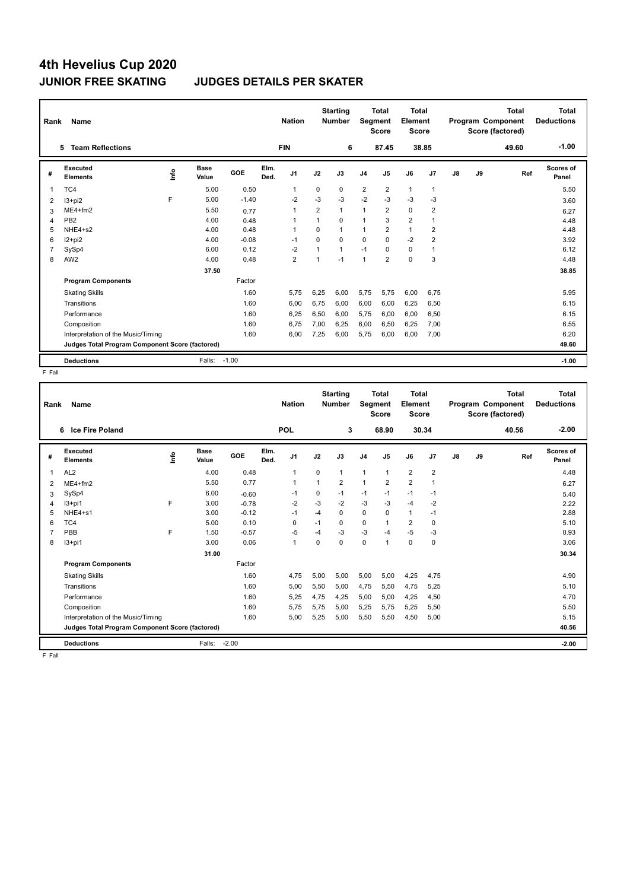# 4th Hevelius Cup 2020

## JUNIOR FREE SKATING JUDGES DETAILS PER SKATER

| Rank | Name | Nation | Starting Number | Total Segment Score | Total Element Score | Total Program Component Score (factored) | Total Deductions |
|---|---|---|---|---|---|---|---|
| 5 | Team Reflections | FIN | 6 | 87.45 | 38.85 | 49.60 | -1.00 |

| # | Executed Elements | Info | Base Value | GOE | Elm. Ded. | J1 | J2 | J3 | J4 | J5 | J6 | J7 | J8 | J9 | Ref | Scores of Panel |
|---|---|---|---|---|---|---|---|---|---|---|---|---|---|---|---|---|
| 1 | TC4 | | 5.00 | 0.50 | | 1 | 0 | 0 | 2 | 2 | 1 | 1 | | | | 5.50 |
| 2 | I3+pi2 | F | 5.00 | -1.40 | | -2 | -3 | -3 | -2 | -3 | -3 | -3 | | | | 3.60 |
| 3 | ME4+fm2 | | 5.50 | 0.77 | | 1 | 2 | 1 | 1 | 2 | 0 | 2 | | | | 6.27 |
| 4 | PB2 | | 4.00 | 0.48 | | 1 | 1 | 0 | 1 | 3 | 2 | 1 | | | | 4.48 |
| 5 | NHE4+s2 | | 4.00 | 0.48 | | 1 | 0 | 1 | 1 | 2 | 1 | 2 | | | | 4.48 |
| 6 | I2+pi2 | | 4.00 | -0.08 | | -1 | 0 | 0 | 0 | 0 | -2 | 2 | | | | 3.92 |
| 7 | SySp4 | | 6.00 | 0.12 | | -2 | 1 | 1 | -1 | 0 | 0 | 1 | | | | 6.12 |
| 8 | AW2 | | 4.00 | 0.48 | | 2 | 1 | -1 | 1 | 2 | 0 | 3 | | | | 4.48 |
| | | | 37.50 | | | | | | | | | | | | | 38.85 |
| | **Program Components** | | | Factor | | | | | | | | | | | | |
| | Skating Skills | | | 1.60 | | 5,75 | 6,25 | 6,00 | 5,75 | 5,75 | 6,00 | 6,75 | | | | 5.95 |
| | Transitions | | | 1.60 | | 6,00 | 6,75 | 6,00 | 6,00 | 6,00 | 6,25 | 6,50 | | | | 6.15 |
| | Performance | | | 1.60 | | 6,25 | 6,50 | 6,00 | 5,75 | 6,00 | 6,00 | 6,50 | | | | 6.15 |
| | Composition | | | 1.60 | | 6,75 | 7,00 | 6,25 | 6,00 | 6,50 | 6,25 | 7,00 | | | | 6.55 |
| | Interpretation of the Music/Timing | | | 1.60 | | 6,00 | 7,25 | 6,00 | 5,75 | 6,00 | 6,00 | 7,00 | | | | 6.20 |
| | **Judges Total Program Component Score (factored)** | | | | | | | | | | | | | | | 49.60 |
| | **Deductions** | | Falls: | -1.00 | | | | | | | | | | | | -1.00 |

F Fall

| Rank | Name | Nation | Starting Number | Total Segment Score | Total Element Score | Total Program Component Score (factored) | Total Deductions |
|---|---|---|---|---|---|---|---|
| 6 | Ice Fire Poland | POL | 3 | 68.90 | 30.34 | 40.56 | -2.00 |

| # | Executed Elements | Info | Base Value | GOE | Elm. Ded. | J1 | J2 | J3 | J4 | J5 | J6 | J7 | J8 | J9 | Ref | Scores of Panel |
|---|---|---|---|---|---|---|---|---|---|---|---|---|---|---|---|---|
| 1 | AL2 | | 4.00 | 0.48 | | 1 | 0 | 1 | 1 | 1 | 2 | 2 | | | | 4.48 |
| 2 | ME4+fm2 | | 5.50 | 0.77 | | 1 | 1 | 2 | 1 | 2 | 2 | 1 | | | | 6.27 |
| 3 | SySp4 | | 6.00 | -0.60 | | -1 | 0 | -1 | -1 | -1 | -1 | -1 | | | | 5.40 |
| 4 | I3+pi1 | F | 3.00 | -0.78 | | -2 | -3 | -2 | -3 | -3 | -4 | -2 | | | | 2.22 |
| 5 | NHE4+s1 | | 3.00 | -0.12 | | -1 | -4 | 0 | 0 | 0 | 1 | -1 | | | | 2.88 |
| 6 | TC4 | | 5.00 | 0.10 | | 0 | -1 | 0 | 0 | 1 | 2 | 0 | | | | 5.10 |
| 7 | PBB | F | 1.50 | -0.57 | | -5 | -4 | -3 | -3 | -4 | -5 | -3 | | | | 0.93 |
| 8 | I3+pi1 | | 3.00 | 0.06 | | 1 | 0 | 0 | 0 | 1 | 0 | 0 | | | | 3.06 |
| | | | 31.00 | | | | | | | | | | | | | 30.34 |
| | **Program Components** | | | Factor | | | | | | | | | | | | |
| | Skating Skills | | | 1.60 | | 4,75 | 5,00 | 5,00 | 5,00 | 5,00 | 4,25 | 4,75 | | | | 4.90 |
| | Transitions | | | 1.60 | | 5,00 | 5,50 | 5,00 | 4,75 | 5,50 | 4,75 | 5,25 | | | | 5.10 |
| | Performance | | | 1.60 | | 5,25 | 4,75 | 4,25 | 5,00 | 5,00 | 4,25 | 4,50 | | | | 4.70 |
| | Composition | | | 1.60 | | 5,75 | 5,75 | 5,00 | 5,25 | 5,75 | 5,25 | 5,50 | | | | 5.50 |
| | Interpretation of the Music/Timing | | | 1.60 | | 5,00 | 5,25 | 5,00 | 5,50 | 5,50 | 4,50 | 5,00 | | | | 5.15 |
| | **Judges Total Program Component Score (factored)** | | | | | | | | | | | | | | | 40.56 |
| | **Deductions** | | Falls: | -2.00 | | | | | | | | | | | | -2.00 |

F Fall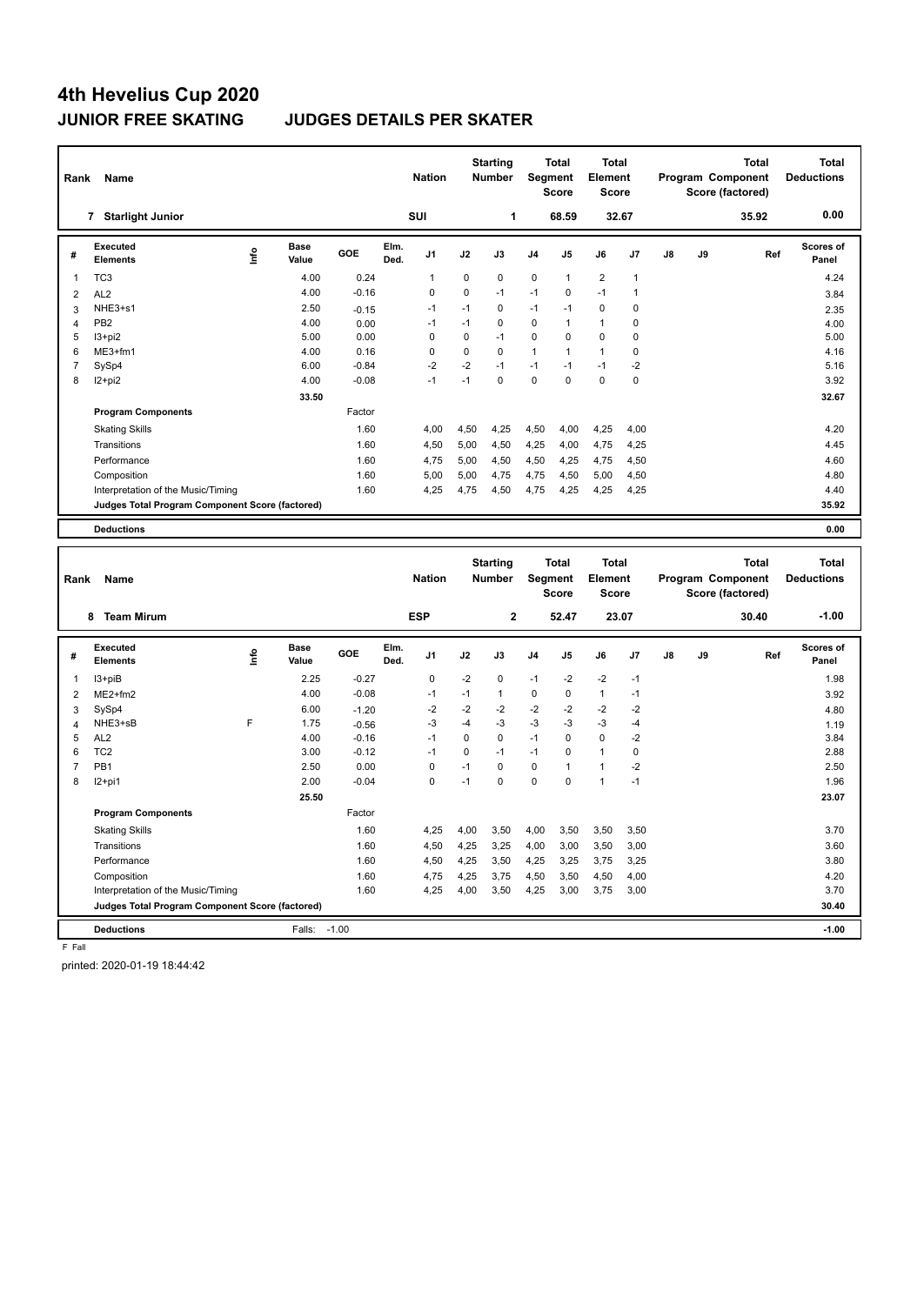# 4th Hevelius Cup 2020

## JUNIOR FREE SKATING JUDGES DETAILS PER SKATER

| Rank | Name | Nation | Starting Number | Total Segment Score | Total Element Score | Total Program Component Score (factored) | Total Deductions |
|---|---|---|---|---|---|---|---|
| 7 | Starlight Junior | SUI | 1 | 68.59 | 32.67 | 35.92 | 0.00 |

| # | Executed Elements | Info | Base Value | GOE | Elm. Ded. | J1 | J2 | J3 | J4 | J5 | J6 | J7 | J8 | J9 | Ref | Scores of Panel |
|---|---|---|---|---|---|---|---|---|---|---|---|---|---|---|---|---|
| 1 | TC3 | | 4.00 | 0.24 | | 1 | 0 | 0 | 0 | 1 | 2 | 1 | | | | 4.24 |
| 2 | AL2 | | 4.00 | -0.16 | | 0 | 0 | -1 | -1 | 0 | -1 | 1 | | | | 3.84 |
| 3 | NHE3+s1 | | 2.50 | -0.15 | | -1 | -1 | 0 | -1 | -1 | 0 | 0 | | | | 2.35 |
| 4 | PB2 | | 4.00 | 0.00 | | -1 | -1 | 0 | 0 | 1 | 1 | 0 | | | | 4.00 |
| 5 | I3+pi2 | | 5.00 | 0.00 | | 0 | 0 | -1 | 0 | 0 | 0 | 0 | | | | 5.00 |
| 6 | ME3+fm1 | | 4.00 | 0.16 | | 0 | 0 | 0 | 1 | 1 | 1 | 0 | | | | 4.16 |
| 7 | SySp4 | | 6.00 | -0.84 | | -2 | -2 | -1 | -1 | -1 | -1 | -2 | | | | 5.16 |
| 8 | I2+pi2 | | 4.00 | -0.08 | | -1 | -1 | 0 | 0 | 0 | 0 | 0 | | | | 3.92 |
| | | | 33.50 | | | | | | | | | | | | | 32.67 |
| | **Program Components** | | | Factor | | | | | | | | | | | | |
| | Skating Skills | | | 1.60 | | 4,00 | 4,50 | 4,25 | 4,50 | 4,00 | 4,25 | 4,00 | | | | 4.20 |
| | Transitions | | | 1.60 | | 4,50 | 5,00 | 4,50 | 4,25 | 4,00 | 4,75 | 4,25 | | | | 4.45 |
| | Performance | | | 1.60 | | 4,75 | 5,00 | 4,50 | 4,50 | 4,25 | 4,75 | 4,50 | | | | 4.60 |
| | Composition | | | 1.60 | | 5,00 | 5,00 | 4,75 | 4,75 | 4,50 | 5,00 | 4,50 | | | | 4.80 |
| | Interpretation of the Music/Timing | | | 1.60 | | 4,25 | 4,75 | 4,50 | 4,75 | 4,25 | 4,25 | 4,25 | | | | 4.40 |
| | **Judges Total Program Component Score (factored)** | | | | | | | | | | | | | | | 35.92 |
| | **Deductions** | | | | | | | | | | | | | | | 0.00 |

| Rank | Name | Nation | Starting Number | Total Segment Score | Total Element Score | Total Program Component Score (factored) | Total Deductions |
|---|---|---|---|---|---|---|---|
| 8 | Team Mirum | ESP | 2 | 52.47 | 23.07 | 30.40 | -1.00 |

| # | Executed Elements | Info | Base Value | GOE | Elm. Ded. | J1 | J2 | J3 | J4 | J5 | J6 | J7 | J8 | J9 | Ref | Scores of Panel |
|---|---|---|---|---|---|---|---|---|---|---|---|---|---|---|---|---|
| 1 | I3+piB | | 2.25 | -0.27 | | 0 | -2 | 0 | -1 | -2 | -2 | -1 | | | | 1.98 |
| 2 | ME2+fm2 | | 4.00 | -0.08 | | -1 | -1 | 1 | 0 | 0 | 1 | -1 | | | | 3.92 |
| 3 | SySp4 | | 6.00 | -1.20 | | -2 | -2 | -2 | -2 | -2 | -2 | -2 | | | | 4.80 |
| 4 | NHE3+sB | F | 1.75 | -0.56 | | -3 | -4 | -3 | -3 | -3 | -3 | -4 | | | | 1.19 |
| 5 | AL2 | | 4.00 | -0.16 | | -1 | 0 | 0 | -1 | 0 | 0 | -2 | | | | 3.84 |
| 6 | TC2 | | 3.00 | -0.12 | | -1 | 0 | -1 | -1 | 0 | 1 | 0 | | | | 2.88 |
| 7 | PB1 | | 2.50 | 0.00 | | 0 | -1 | 0 | 0 | 1 | 1 | -2 | | | | 2.50 |
| 8 | I2+pi1 | | 2.00 | -0.04 | | 0 | -1 | 0 | 0 | 0 | 1 | -1 | | | | 1.96 |
| | | | 25.50 | | | | | | | | | | | | | 23.07 |
| | **Program Components** | | | Factor | | | | | | | | | | | | |
| | Skating Skills | | | 1.60 | | 4,25 | 4,00 | 3,50 | 4,00 | 3,50 | 3,50 | 3,50 | | | | 3.70 |
| | Transitions | | | 1.60 | | 4,50 | 4,25 | 3,25 | 4,00 | 3,00 | 3,50 | 3,00 | | | | 3.60 |
| | Performance | | | 1.60 | | 4,50 | 4,25 | 3,50 | 4,25 | 3,25 | 3,75 | 3,25 | | | | 3.80 |
| | Composition | | | 1.60 | | 4,75 | 4,25 | 3,75 | 4,50 | 3,50 | 4,50 | 4,00 | | | | 4.20 |
| | Interpretation of the Music/Timing | | | 1.60 | | 4,25 | 4,00 | 3,50 | 4,25 | 3,00 | 3,75 | 3,00 | | | | 3.70 |
| | **Judges Total Program Component Score (factored)** | | | | | | | | | | | | | | | 30.40 |
| | **Deductions** | | Falls: | -1.00 | | | | | | | | | | | | -1.00 |

F Fall

printed: 2020-01-19 18:44:42